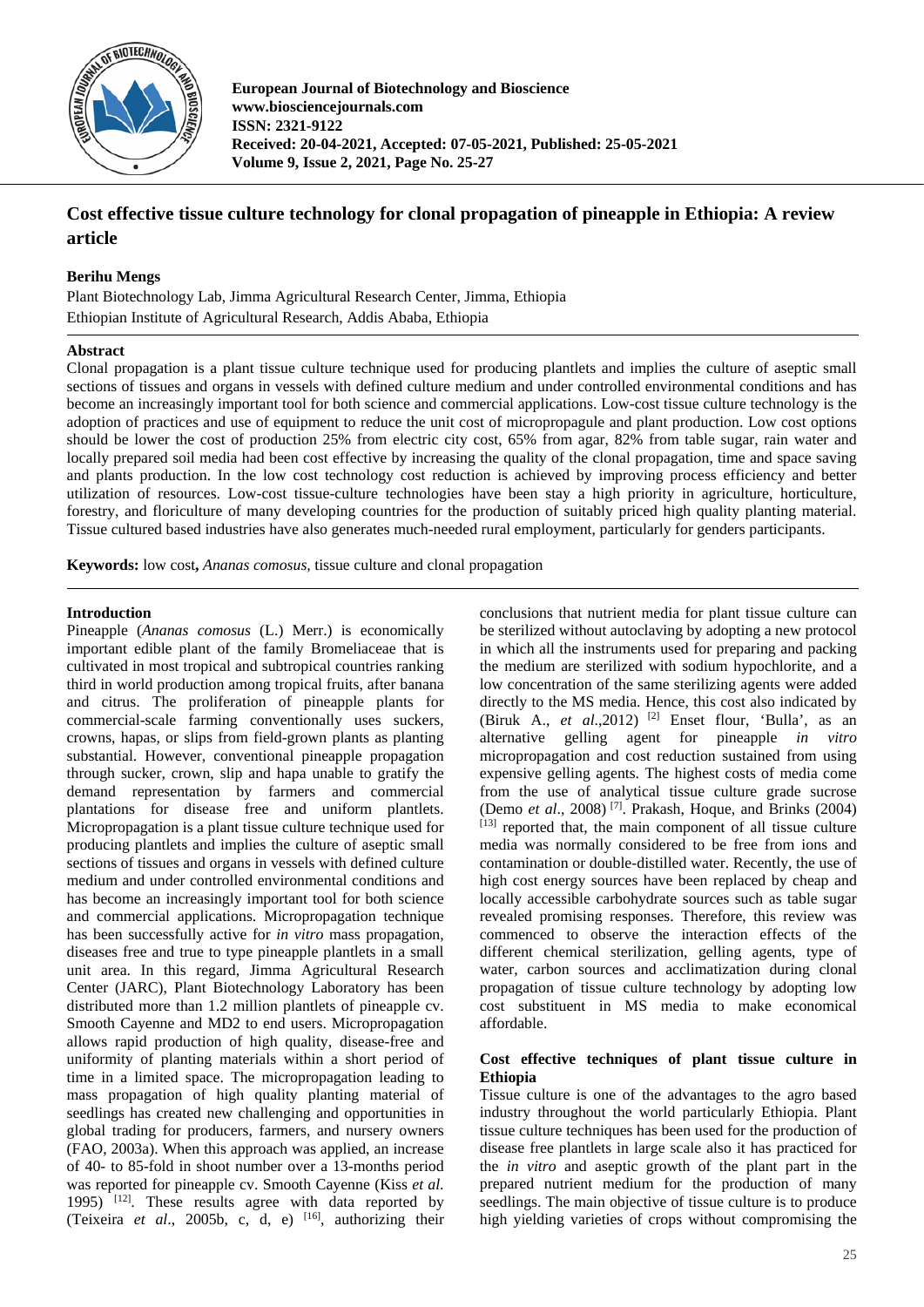# Cost effective tissue culture technology for clonal propagation of pineapple in Ethiopia: A review article

**Berihu Mengs**

Plant Biotechnology Lab, Jimma Agricultural Research Center, Jimma, Ethiopia
Ethiopian Institute of Agricultural Research, Addis Ababa, Ethiopia

## Abstract

Clonal propagation is a plant tissue culture technique used for producing plantlets and implies the culture of aseptic small sections of tissues and organs in vessels with defined culture medium and under controlled environmental conditions and has become an increasingly important tool for both science and commercial applications. Low-cost tissue culture technology is the adoption of practices and use of equipment to reduce the unit cost of micropropagule and plant production. Low cost options should be lower the cost of production 25% from electric city cost, 65% from agar, 82% from table sugar, rain water and locally prepared soil media had been cost effective by increasing the quality of the clonal propagation, time and space saving and plants production. In the low cost technology cost reduction is achieved by improving process efficiency and better utilization of resources. Low-cost tissue-culture technologies have been stay a high priority in agriculture, horticulture, forestry, and floriculture of many developing countries for the production of suitably priced high quality planting material. Tissue cultured based industries have also generates much-needed rural employment, particularly for genders participants.

**Keywords:** low cost**,** *Ananas comosus*, tissue culture and clonal propagation

## Introduction

Pineapple (*Ananas comosus* (L.) Merr.) is economically important edible plant of the family Bromeliaceae that is cultivated in most tropical and subtropical countries ranking third in world production among tropical fruits, after banana and citrus. The proliferation of pineapple plants for commercial-scale farming conventionally uses suckers, crowns, hapas, or slips from field-grown plants as planting substantial. However, conventional pineapple propagation through sucker, crown, slip and hapa unable to gratify the demand representation by farmers and commercial plantations for disease free and uniform plantlets. Micropropagation is a plant tissue culture technique used for producing plantlets and implies the culture of aseptic small sections of tissues and organs in vessels with defined culture medium and under controlled environmental conditions and has become an increasingly important tool for both science and commercial applications. Micropropagation technique has been successfully active for *in vitro* mass propagation, diseases free and true to type pineapple plantlets in a small unit area. In this regard, Jimma Agricultural Research Center (JARC), Plant Biotechnology Laboratory has been distributed more than 1.2 million plantlets of pineapple cv. Smooth Cayenne and MD2 to end users. Micropropagation allows rapid production of high quality, disease-free and uniformity of planting materials within a short period of time in a limited space. The micropropagation leading to mass propagation of high quality planting material of seedlings has created new challenging and opportunities in global trading for producers, farmers, and nursery owners (FAO, 2003a). When this approach was applied, an increase of 40- to 85-fold in shoot number over a 13-months period was reported for pineapple cv. Smooth Cayenne (Kiss *et al.* 1995) [12]. These results agree with data reported by (Teixeira *et al*., 2005b, c, d, e) [16], authorizing their conclusions that nutrient media for plant tissue culture can be sterilized without autoclaving by adopting a new protocol in which all the instruments used for preparing and packing the medium are sterilized with sodium hypochlorite, and a low concentration of the same sterilizing agents were added directly to the MS media. Hence, this cost also indicated by (Biruk A., *et al*.,2012) [2] Enset flour, 'Bulla', as an alternative gelling agent for pineapple *in vitro* micropropagation and cost reduction sustained from using expensive gelling agents. The highest costs of media come from the use of analytical tissue culture grade sucrose (Demo *et al*., 2008) [7]. Prakash, Hoque, and Brinks (2004) [13] reported that, the main component of all tissue culture media was normally considered to be free from ions and contamination or double-distilled water. Recently, the use of high cost energy sources have been replaced by cheap and locally accessible carbohydrate sources such as table sugar revealed promising responses. Therefore, this review was commenced to observe the interaction effects of the different chemical sterilization, gelling agents, type of water, carbon sources and acclimatization during clonal propagation of tissue culture technology by adopting low cost substituent in MS media to make economical affordable.

## Cost effective techniques of plant tissue culture in Ethiopia

Tissue culture is one of the advantages to the agro based industry throughout the world particularly Ethiopia. Plant tissue culture techniques has been used for the production of disease free plantlets in large scale also it has practiced for the *in vitro* and aseptic growth of the plant part in the prepared nutrient medium for the production of many seedlings. The main objective of tissue culture is to produce high yielding varieties of crops without compromising the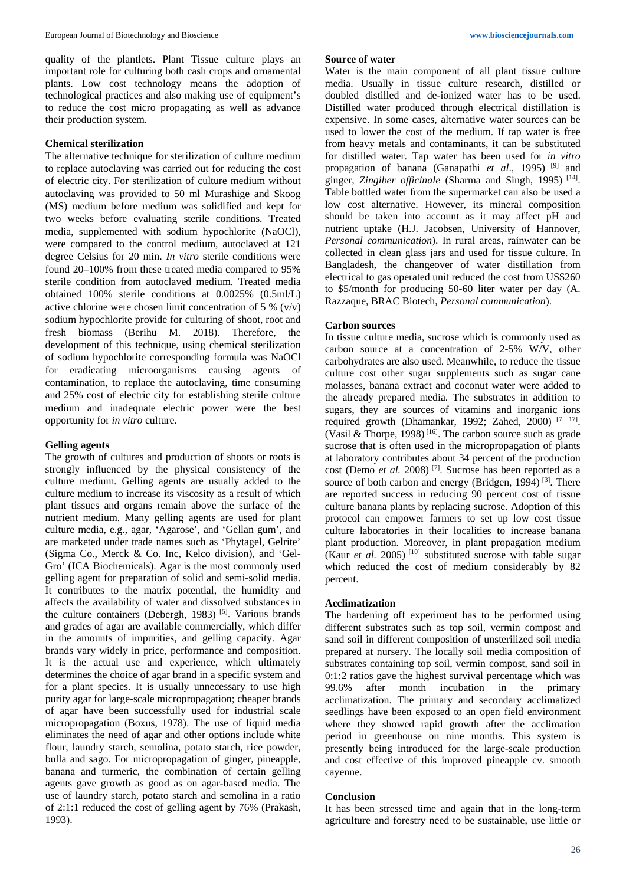quality of the plantlets. Plant Tissue culture plays an important role for culturing both cash crops and ornamental plants. Low cost technology means the adoption of technological practices and also making use of equipment's to reduce the cost micro propagating as well as advance their production system.

### Chemical sterilization

The alternative technique for sterilization of culture medium to replace autoclaving was carried out for reducing the cost of electric city. For sterilization of culture medium without autoclaving was provided to 50 ml Murashige and Skoog (MS) medium before medium was solidified and kept for two weeks before evaluating sterile conditions. Treated media, supplemented with sodium hypochlorite (NaOCl), were compared to the control medium, autoclaved at 121 degree Celsius for 20 min. *In vitro* sterile conditions were found 20–100% from these treated media compared to 95% sterile condition from autoclaved medium. Treated media obtained 100% sterile conditions at 0.0025% (0.5ml/L) active chlorine were chosen limit concentration of 5 % (v/v) sodium hypochlorite provide for culturing of shoot, root and fresh biomass (Berihu M. 2018). Therefore, the development of this technique, using chemical sterilization of sodium hypochlorite corresponding formula was NaOCl for eradicating microorganisms causing agents of contamination, to replace the autoclaving, time consuming and 25% cost of electric city for establishing sterile culture medium and inadequate electric power were the best opportunity for *in vitro* culture.

### Gelling agents

The growth of cultures and production of shoots or roots is strongly influenced by the physical consistency of the culture medium. Gelling agents are usually added to the culture medium to increase its viscosity as a result of which plant tissues and organs remain above the surface of the nutrient medium. Many gelling agents are used for plant culture media, e.g., agar, 'Agarose', and 'Gellan gum', and are marketed under trade names such as 'Phytagel, Gelrite' (Sigma Co., Merck & Co. Inc, Kelco division), and 'Gel-Gro' (ICA Biochemicals). Agar is the most commonly used gelling agent for preparation of solid and semi-solid media. It contributes to the matrix potential, the humidity and affects the availability of water and dissolved substances in the culture containers (Debergh, 1983) [5]. Various brands and grades of agar are available commercially, which differ in the amounts of impurities, and gelling capacity. Agar brands vary widely in price, performance and composition. It is the actual use and experience, which ultimately determines the choice of agar brand in a specific system and for a plant species. It is usually unnecessary to use high purity agar for large-scale micropropagation; cheaper brands of agar have been successfully used for industrial scale micropropagation (Boxus, 1978). The use of liquid media eliminates the need of agar and other options include white flour, laundry starch, semolina, potato starch, rice powder, bulla and sago. For micropropagation of ginger, pineapple, banana and turmeric, the combination of certain gelling agents gave growth as good as on agar-based media. The use of laundry starch, potato starch and semolina in a ratio of 2:1:1 reduced the cost of gelling agent by 76% (Prakash, 1993).

### Source of water

Water is the main component of all plant tissue culture media. Usually in tissue culture research, distilled or doubled distilled and de-ionized water has to be used. Distilled water produced through electrical distillation is expensive. In some cases, alternative water sources can be used to lower the cost of the medium. If tap water is free from heavy metals and contaminants, it can be substituted for distilled water. Tap water has been used for *in vitro* propagation of banana (Ganapathi *et al*., 1995) [9] and ginger, *Zingiber officinale* (Sharma and Singh, 1995) [14]. Table bottled water from the supermarket can also be used a low cost alternative. However, its mineral composition should be taken into account as it may affect pH and nutrient uptake (H.J. Jacobsen, University of Hannover, *Personal communication*). In rural areas, rainwater can be collected in clean glass jars and used for tissue culture. In Bangladesh, the changeover of water distillation from electrical to gas operated unit reduced the cost from US$260 to $5/month for producing 50-60 liter water per day (A. Razzaque, BRAC Biotech, *Personal communication*).

### Carbon sources

In tissue culture media, sucrose which is commonly used as carbon source at a concentration of 2-5% W/V, other carbohydrates are also used. Meanwhile, to reduce the tissue culture cost other sugar supplements such as sugar cane molasses, banana extract and coconut water were added to the already prepared media. The substrates in addition to sugars, they are sources of vitamins and inorganic ions required growth (Dhamankar, 1992; Zahed, 2000) [7, 17]. (Vasil & Thorpe, 1998) [16]. The carbon source such as grade sucrose that is often used in the micropropagation of plants at laboratory contributes about 34 percent of the production cost (Demo *et al.* 2008) [7]. Sucrose has been reported as a source of both carbon and energy (Bridgen, 1994) [3]. There are reported success in reducing 90 percent cost of tissue culture banana plants by replacing sucrose. Adoption of this protocol can empower farmers to set up low cost tissue culture laboratories in their localities to increase banana plant production. Moreover, in plant propagation medium (Kaur *et al.* 2005) [10] substituted sucrose with table sugar which reduced the cost of medium considerably by 82 percent.

### Acclimatization

The hardening off experiment has to be performed using different substrates such as top soil, vermin compost and sand soil in different composition of unsterilized soil media prepared at nursery. The locally soil media composition of substrates containing top soil, vermin compost, sand soil in 0:1:2 ratios gave the highest survival percentage which was 99.6% after month incubation in the primary acclimatization. The primary and secondary acclimatized seedlings have been exposed to an open field environment where they showed rapid growth after the acclimation period in greenhouse on nine months. This system is presently being introduced for the large-scale production and cost effective of this improved pineapple cv. smooth cayenne.

### Conclusion

It has been stressed time and again that in the long-term agriculture and forestry need to be sustainable, use little or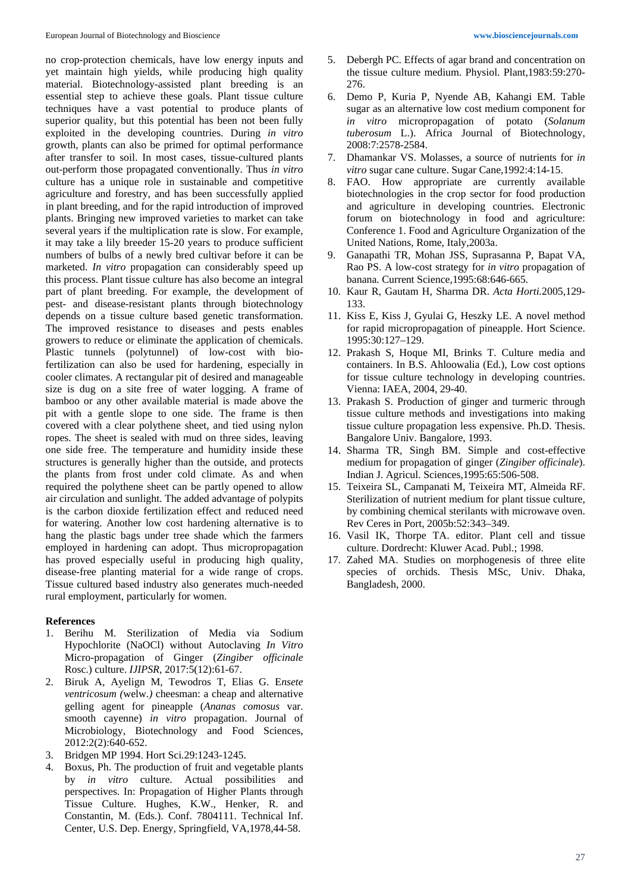no crop-protection chemicals, have low energy inputs and yet maintain high yields, while producing high quality material. Biotechnology-assisted plant breeding is an essential step to achieve these goals. Plant tissue culture techniques have a vast potential to produce plants of superior quality, but this potential has not been fully exploited in the developing countries. During *in vitro* growth, plants can also be primed for optimal performance after transfer to soil. In most cases, tissue-cultured plants out-perform those propagated conventionally. Thus *in vitro* culture has a unique role in sustainable and competitive agriculture and forestry, and has been successfully applied in plant breeding, and for the rapid introduction of improved plants. Bringing new improved varieties to market can take several years if the multiplication rate is slow. For example, it may take a lily breeder 15-20 years to produce sufficient numbers of bulbs of a newly bred cultivar before it can be marketed. *In vitro* propagation can considerably speed up this process. Plant tissue culture has also become an integral part of plant breeding. For example, the development of pest- and disease-resistant plants through biotechnology depends on a tissue culture based genetic transformation. The improved resistance to diseases and pests enables growers to reduce or eliminate the application of chemicals. Plastic tunnels (polytunnel) of low-cost with bio-fertilization can also be used for hardening, especially in cooler climates. A rectangular pit of desired and manageable size is dug on a site free of water logging. A frame of bamboo or any other available material is made above the pit with a gentle slope to one side. The frame is then covered with a clear polythene sheet, and tied using nylon ropes. The sheet is sealed with mud on three sides, leaving one side free. The temperature and humidity inside these structures is generally higher than the outside, and protects the plants from frost under cold climate. As and when required the polythene sheet can be partly opened to allow air circulation and sunlight. The added advantage of polypits is the carbon dioxide fertilization effect and reduced need for watering. Another low cost hardening alternative is to hang the plastic bags under tree shade which the farmers employed in hardening can adopt. Thus micropropagation has proved especially useful in producing high quality, disease-free planting material for a wide range of crops. Tissue cultured based industry also generates much-needed rural employment, particularly for women.

## References

1. Berihu M. Sterilization of Media via Sodium Hypochlorite (NaOCl) without Autoclaving *In Vitro* Micro-propagation of Ginger (*Zingiber officinale* Rosc.) culture. *IJIPSR*, 2017:5(12):61-67.
2. Biruk A, Ayelign M, Tewodros T, Elias G. E*nsete ventricosum (*welw.*)* cheesman: a cheap and alternative gelling agent for pineapple (*Ananas comosus* var. smooth cayenne) *in vitro* propagation. Journal of Microbiology, Biotechnology and Food Sciences, 2012:2(2):640-652.
3. Bridgen MP 1994. Hort Sci.29:1243-1245.
4. Boxus, Ph. The production of fruit and vegetable plants by *in vitro* culture. Actual possibilities and perspectives. In: Propagation of Higher Plants through Tissue Culture. Hughes, K.W., Henker, R. and Constantin, M. (Eds.). Conf. 7804111. Technical Inf. Center, U.S. Dep. Energy, Springfield, VA,1978,44-58.
5. Debergh PC. Effects of agar brand and concentration on the tissue culture medium. Physiol. Plant,1983:59:270-276.
6. Demo P, Kuria P, Nyende AB, Kahangi EM. Table sugar as an alternative low cost medium component for *in vitro* micropropagation of potato (*Solanum tuberosum* L.). Africa Journal of Biotechnology, 2008:7:2578-2584.
7. Dhamankar VS. Molasses, a source of nutrients for *in vitro* sugar cane culture. Sugar Cane,1992:4:14-15.
8. FAO. How appropriate are currently available biotechnologies in the crop sector for food production and agriculture in developing countries. Electronic forum on biotechnology in food and agriculture: Conference 1. Food and Agriculture Organization of the United Nations, Rome, Italy,2003a.
9. Ganapathi TR, Mohan JSS, Suprasanna P, Bapat VA, Rao PS. A low-cost strategy for *in vitro* propagation of banana. Current Science,1995:68:646-665.
10. Kaur R, Gautam H, Sharma DR. *Acta Horti.*2005,129-133.
11. Kiss E, Kiss J, Gyulai G, Heszky LE. A novel method for rapid micropropagation of pineapple. Hort Science. 1995:30:127–129.
12. Prakash S, Hoque MI, Brinks T. Culture media and containers. In B.S. Ahloowalia (Ed.), Low cost options for tissue culture technology in developing countries. Vienna: IAEA, 2004, 29-40.
13. Prakash S. Production of ginger and turmeric through tissue culture methods and investigations into making tissue culture propagation less expensive. Ph.D. Thesis. Bangalore Univ. Bangalore, 1993.
14. Sharma TR, Singh BM. Simple and cost-effective medium for propagation of ginger (*Zingiber officinale*). Indian J. Agricul. Sciences,1995:65:506-508.
15. Teixeira SL, Campanati M, Teixeira MT, Almeida RF. Sterilization of nutrient medium for plant tissue culture, by combining chemical sterilants with microwave oven. Rev Ceres in Port, 2005b:52:343–349.
16. Vasil IK, Thorpe TA. editor. Plant cell and tissue culture. Dordrecht: Kluwer Acad. Publ.; 1998.
17. Zahed MA. Studies on morphogenesis of three elite species of orchids. Thesis MSc, Univ. Dhaka, Bangladesh, 2000.